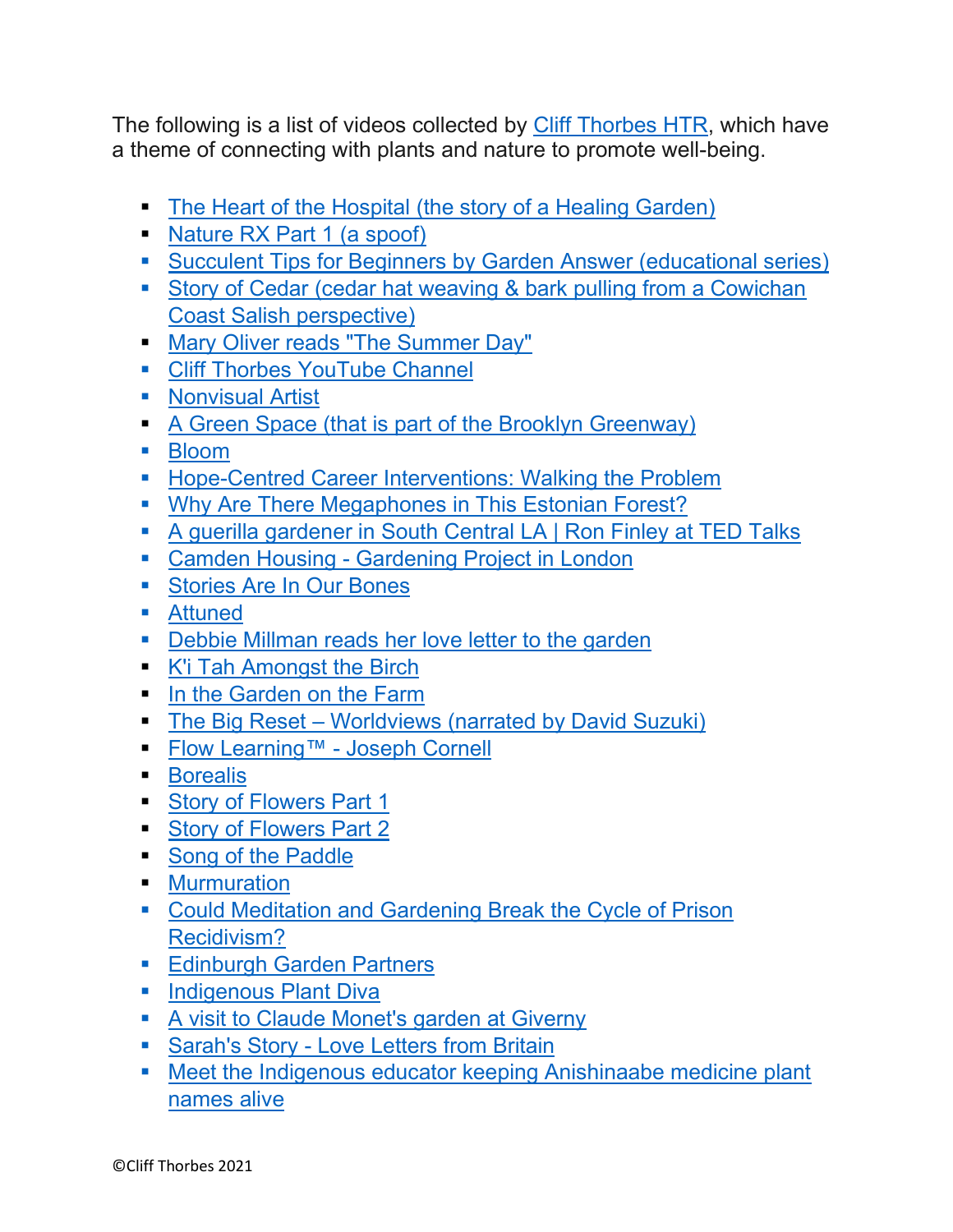The following is a list of videos collected by Cliff Thorbes HTR, which have a theme of connecting with plants and nature to promote well-being.

- The Heart of the Hospital (the story of a Healing Garden)
- Nature RX Part 1 (a spoof)
- Succulent Tips for Beginners by Garden Answer (educational series)
- Story of Cedar (cedar hat weaving & bark pulling from a Cowichan Coast Salish perspective)
- Mary Oliver reads "The Summer Day"
- Cliff Thorbes YouTube Channel
- Nonvisual Artist
- A Green Space (that is part of the Brooklyn Greenway)
- Bloom
- Hope-Centred Career Interventions: Walking the Problem
- Why Are There Megaphones in This Estonian Forest?
- A guerilla gardener in South Central LA | Ron Finley at TED Talks
- Camden Housing - Gardening Project in London
- Stories Are In Our Bones
- Attuned
- Debbie Millman reads her love letter to the garden
- K'i Tah Amongst the Birch
- In the Garden on the Farm
- The Big Reset – Worldviews (narrated by David Suzuki)
- Flow Learning™ - Joseph Cornell
- Borealis
- Story of Flowers Part 1
- Story of Flowers Part 2
- Song of the Paddle
- Murmuration
- Could Meditation and Gardening Break the Cycle of Prison Recidivism?
- Edinburgh Garden Partners
- Indigenous Plant Diva
- A visit to Claude Monet's garden at Giverny
- Sarah's Story - Love Letters from Britain
- Meet the Indigenous educator keeping Anishinaabe medicine plant names alive

©Cliff Thorbes 2021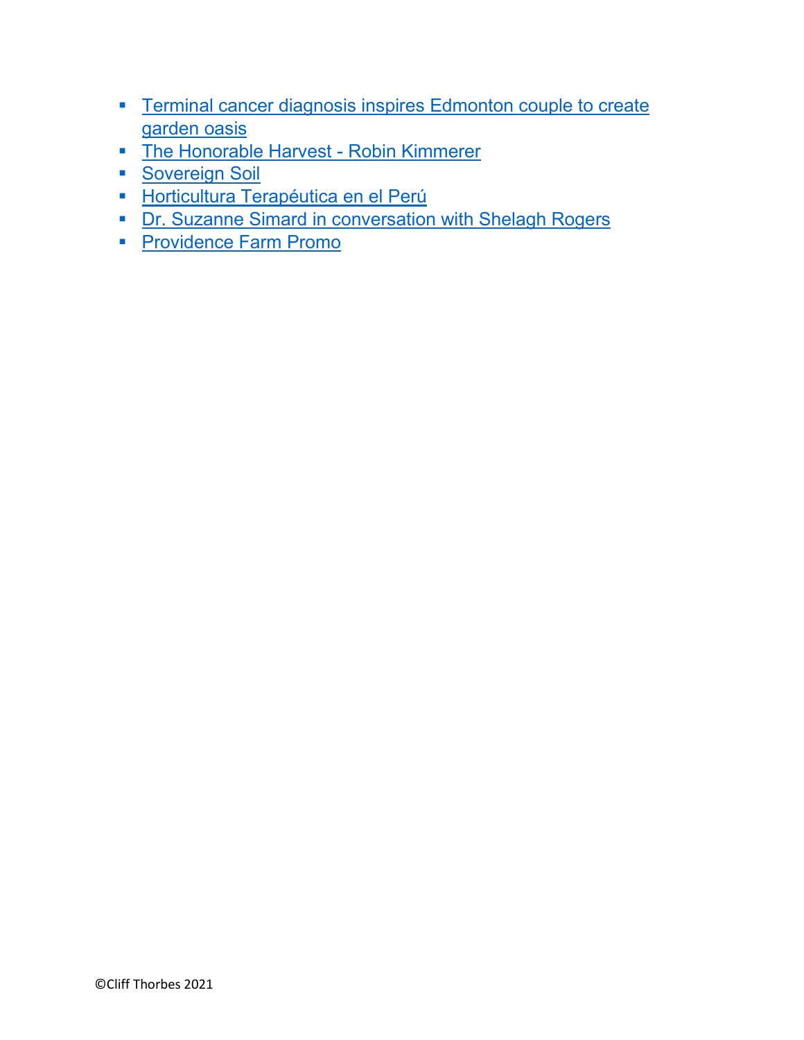- Terminal cancer diagnosis inspires Edmonton couple to create garden oasis
- The Honorable Harvest - Robin Kimmerer
- Sovereign Soil
- Horticultura Terapéutica en el Perú
- Dr. Suzanne Simard in conversation with Shelagh Rogers
- Providence Farm Promo

©Cliff Thorbes 2021